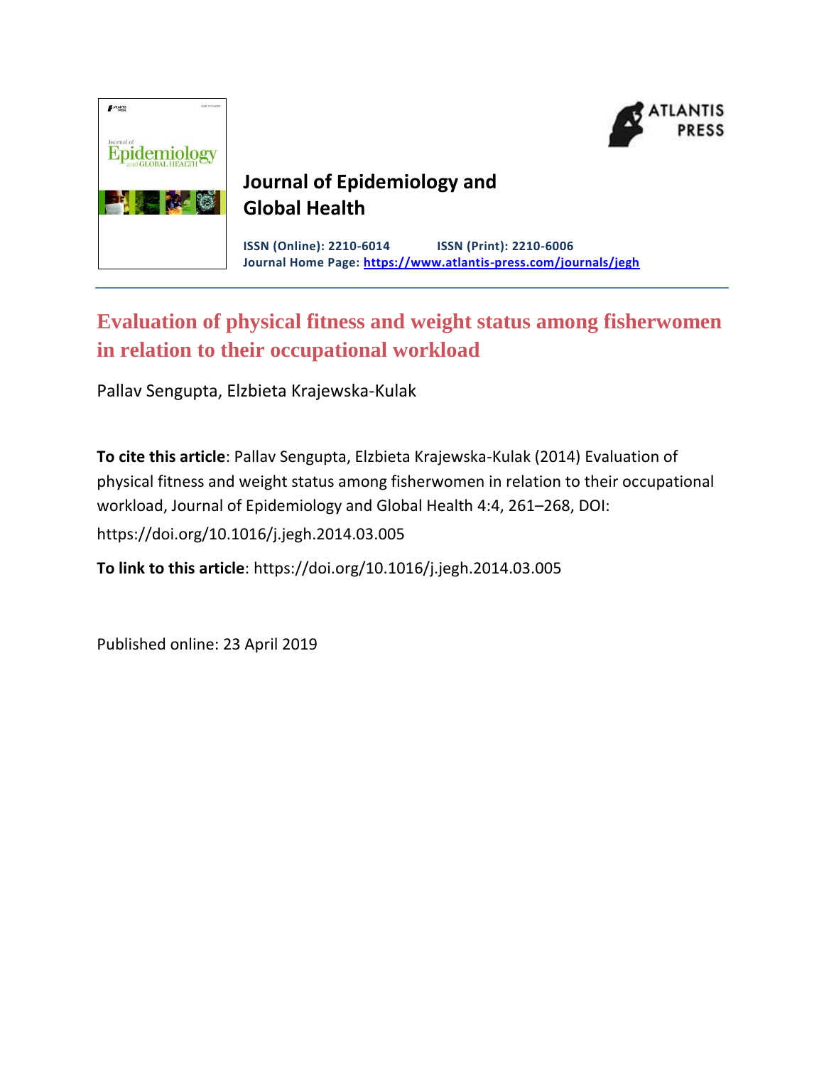Journal of Epidemiology and Global Health

**ISSN (Online): 2210-6014** **ISSN (Print): 2210-6006**
**Journal Home Page: https://www.atlantis-press.com/journals/jegh**

# Evaluation of physical fitness and weight status among fisherwomen in relation to their occupational workload

Pallav Sengupta, Elzbieta Krajewska-Kulak

**To cite this article**: Pallav Sengupta, Elzbieta Krajewska-Kulak (2014) Evaluation of physical fitness and weight status among fisherwomen in relation to their occupational workload, Journal of Epidemiology and Global Health 4:4, 261–268, DOI: https://doi.org/10.1016/j.jegh.2014.03.005

**To link to this article**: https://doi.org/10.1016/j.jegh.2014.03.005

Published online: 23 April 2019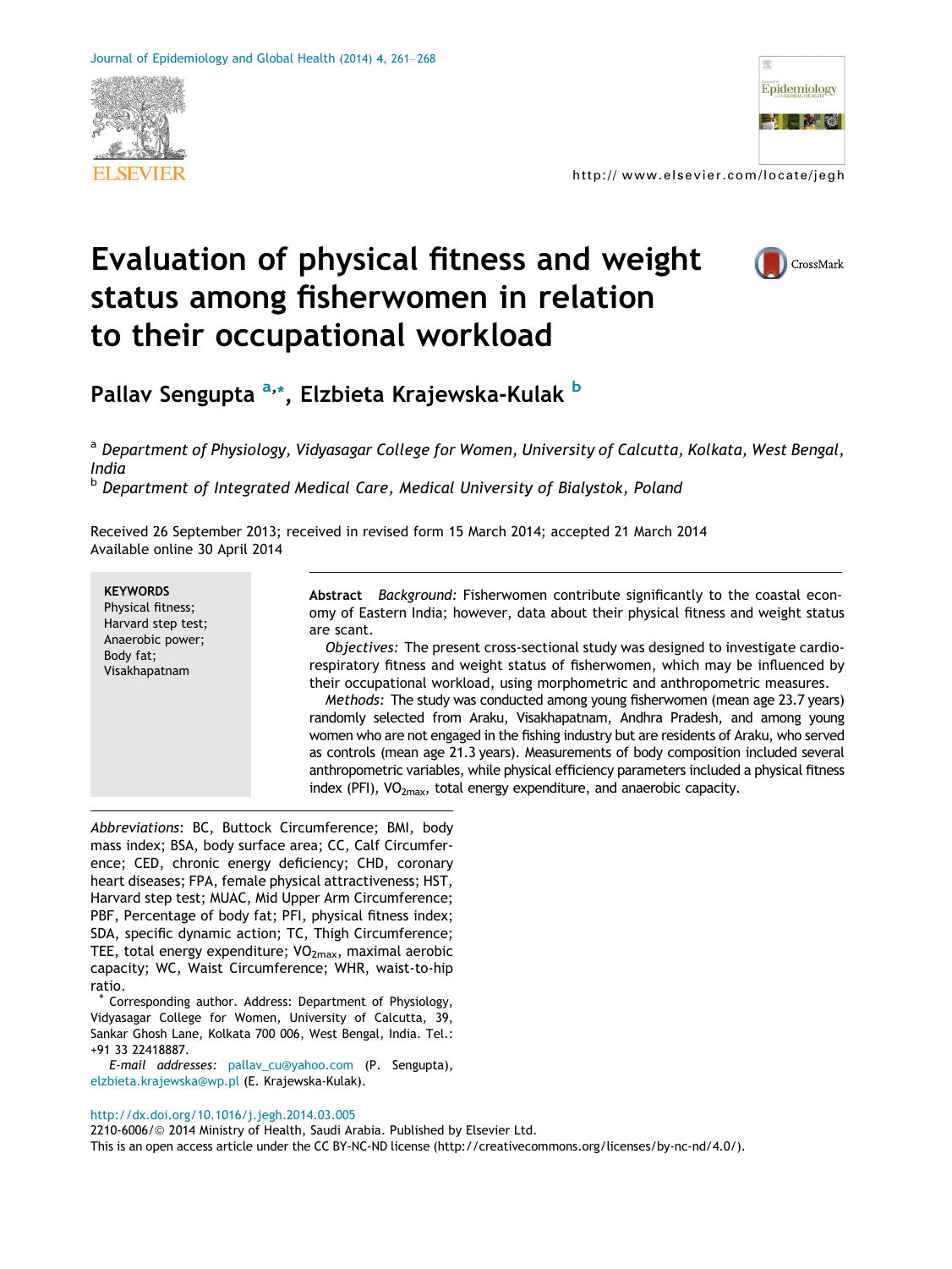# Evaluation of physical fitness and weight status among fisherwomen in relation to their occupational workload

**Pallav Sengupta [a,*], Elzbieta Krajewska-Kulak [b]**

[a] *Department of Physiology, Vidyasagar College for Women, University of Calcutta, Kolkata, West Bengal, India*

[b] *Department of Integrated Medical Care, Medical University of Bialystok, Poland*

Received 26 September 2013; received in revised form 15 March 2014; accepted 21 March 2014
Available online 30 April 2014

**KEYWORDS**
Physical fitness;
Harvard step test;
Anaerobic power;
Body fat;
Visakhapatnam

**Abstract** *Background:* Fisherwomen contribute significantly to the coastal economy of Eastern India; however, data about their physical fitness and weight status are scant.

*Objectives:* The present cross-sectional study was designed to investigate cardiorespiratory fitness and weight status of fisherwomen, which may be influenced by their occupational workload, using morphometric and anthropometric measures.

*Methods:* The study was conducted among young fisherwomen (mean age 23.7 years) randomly selected from Araku, Visakhapatnam, Andhra Pradesh, and among young women who are not engaged in the fishing industry but are residents of Araku, who served as controls (mean age 21.3 years). Measurements of body composition included several anthropometric variables, while physical efficiency parameters included a physical fitness index (PFI), $VO_{2max}$, total energy expenditure, and anaerobic capacity.

*Abbreviations*: BC, Buttock Circumference; BMI, body mass index; BSA, body surface area; CC, Calf Circumference; CED, chronic energy deficiency; CHD, coronary heart diseases; FPA, female physical attractiveness; HST, Harvard step test; MUAC, Mid Upper Arm Circumference; PBF, Percentage of body fat; PFI, physical fitness index; SDA, specific dynamic action; TC, Thigh Circumference; TEE, total energy expenditure; $VO_{2max}$, maximal aerobic capacity; WC, Waist Circumference; WHR, waist-to-hip ratio.

* Corresponding author. Address: Department of Physiology, Vidyasagar College for Women, University of Calcutta, 39, Sankar Ghosh Lane, Kolkata 700 006, West Bengal, India. Tel.: +91 33 22418887.

*E-mail addresses:* pallav_cu@yahoo.com (P. Sengupta), elzbieta.krajewska@wp.pl (E. Krajewska-Kulak).

http://dx.doi.org/10.1016/j.jegh.2014.03.005
2210-6006/© 2014 Ministry of Health, Saudi Arabia. Published by Elsevier Ltd.
This is an open access article under the CC BY-NC-ND license (http://creativecommons.org/licenses/by-nc-nd/4.0/).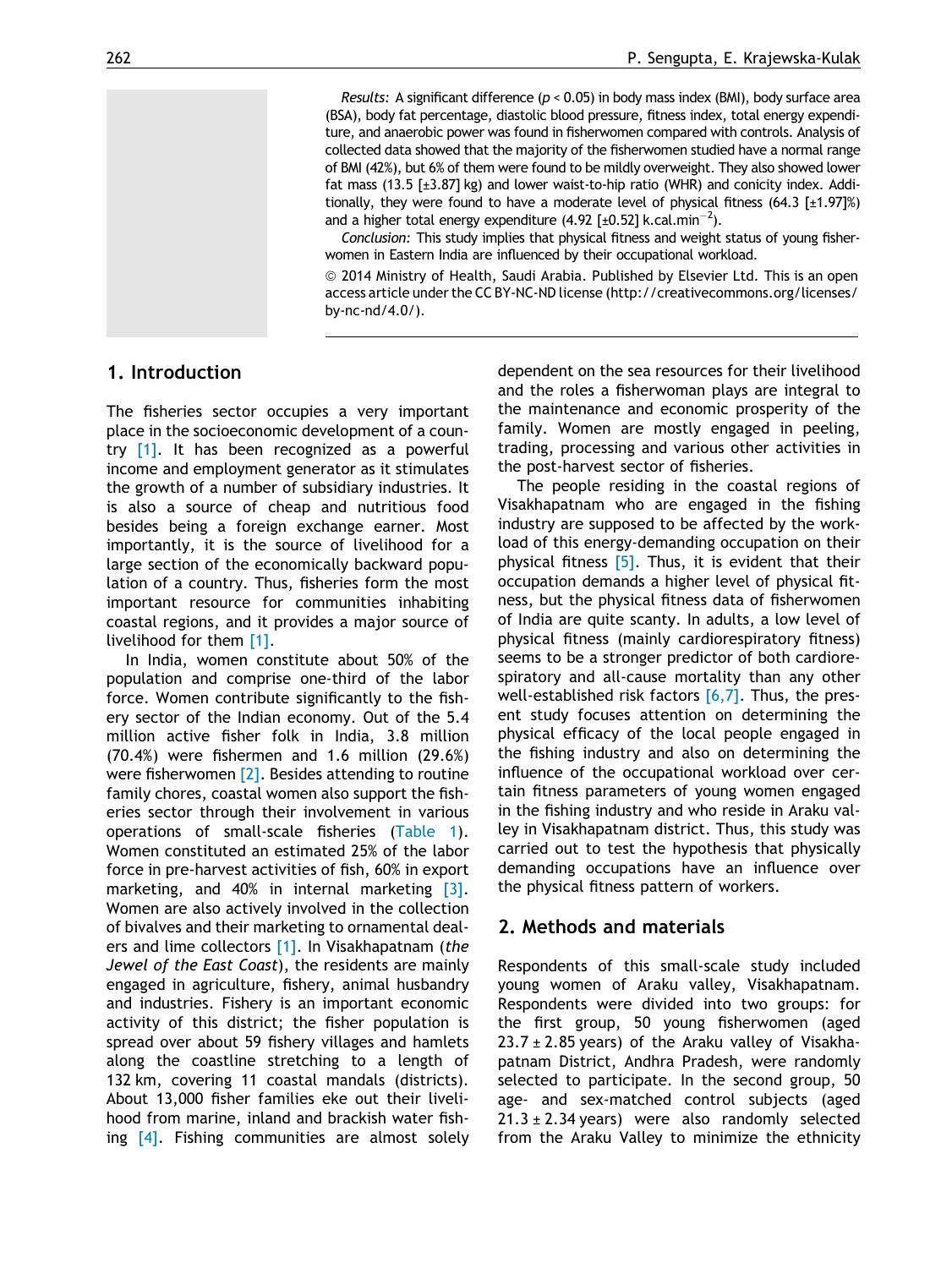*Results:* A significant difference ($p < 0.05$) in body mass index (BMI), body surface area (BSA), body fat percentage, diastolic blood pressure, fitness index, total energy expenditure, and anaerobic power was found in fisherwomen compared with controls. Analysis of collected data showed that the majority of the fisherwomen studied have a normal range of BMI (42%), but 6% of them were found to be mildly overweight. They also showed lower fat mass (13.5 [±3.87] kg) and lower waist-to-hip ratio (WHR) and conicity index. Additionally, they were found to have a moderate level of physical fitness (64.3 [±1.97]%) and a higher total energy expenditure (4.92 [±0.52] k.cal.min$^{-2}$).

*Conclusion:* This study implies that physical fitness and weight status of young fisherwomen in Eastern India are influenced by their occupational workload.

© 2014 Ministry of Health, Saudi Arabia. Published by Elsevier Ltd. This is an open access article under the CC BY-NC-ND license (http://creativecommons.org/licenses/by-nc-nd/4.0/).

## 1. Introduction

The fisheries sector occupies a very important place in the socioeconomic development of a country [1]. It has been recognized as a powerful income and employment generator as it stimulates the growth of a number of subsidiary industries. It is also a source of cheap and nutritious food besides being a foreign exchange earner. Most importantly, it is the source of livelihood for a large section of the economically backward population of a country. Thus, fisheries form the most important resource for communities inhabiting coastal regions, and it provides a major source of livelihood for them [1].

In India, women constitute about 50% of the population and comprise one-third of the labor force. Women contribute significantly to the fishery sector of the Indian economy. Out of the 5.4 million active fisher folk in India, 3.8 million (70.4%) were fishermen and 1.6 million (29.6%) were fisherwomen [2]. Besides attending to routine family chores, coastal women also support the fisheries sector through their involvement in various operations of small-scale fisheries (Table 1). Women constituted an estimated 25% of the labor force in pre-harvest activities of fish, 60% in export marketing, and 40% in internal marketing [3]. Women are also actively involved in the collection of bivalves and their marketing to ornamental dealers and lime collectors [1]. In Visakhapatnam (*the Jewel of the East Coast*), the residents are mainly engaged in agriculture, fishery, animal husbandry and industries. Fishery is an important economic activity of this district; the fisher population is spread over about 59 fishery villages and hamlets along the coastline stretching to a length of 132 km, covering 11 coastal mandals (districts). About 13,000 fisher families eke out their livelihood from marine, inland and brackish water fishing [4]. Fishing communities are almost solely dependent on the sea resources for their livelihood and the roles a fisherwoman plays are integral to the maintenance and economic prosperity of the family. Women are mostly engaged in peeling, trading, processing and various other activities in the post-harvest sector of fisheries.

The people residing in the coastal regions of Visakhapatnam who are engaged in the fishing industry are supposed to be affected by the workload of this energy-demanding occupation on their physical fitness [5]. Thus, it is evident that their occupation demands a higher level of physical fitness, but the physical fitness data of fisherwomen of India are quite scanty. In adults, a low level of physical fitness (mainly cardiorespiratory fitness) seems to be a stronger predictor of both cardiorespiratory and all-cause mortality than any other well-established risk factors [6,7]. Thus, the present study focuses attention on determining the physical efficacy of the local people engaged in the fishing industry and also on determining the influence of the occupational workload over certain fitness parameters of young women engaged in the fishing industry and who reside in Araku valley in Visakhapatnam district. Thus, this study was carried out to test the hypothesis that physically demanding occupations have an influence over the physical fitness pattern of workers.

## 2. Methods and materials

Respondents of this small-scale study included young women of Araku valley, Visakhapatnam. Respondents were divided into two groups: for the first group, 50 young fisherwomen (aged 23.7 ± 2.85 years) of the Araku valley of Visakhapatnam District, Andhra Pradesh, were randomly selected to participate. In the second group, 50 age- and sex-matched control subjects (aged 21.3 ± 2.34 years) were also randomly selected from the Araku Valley to minimize the ethnicity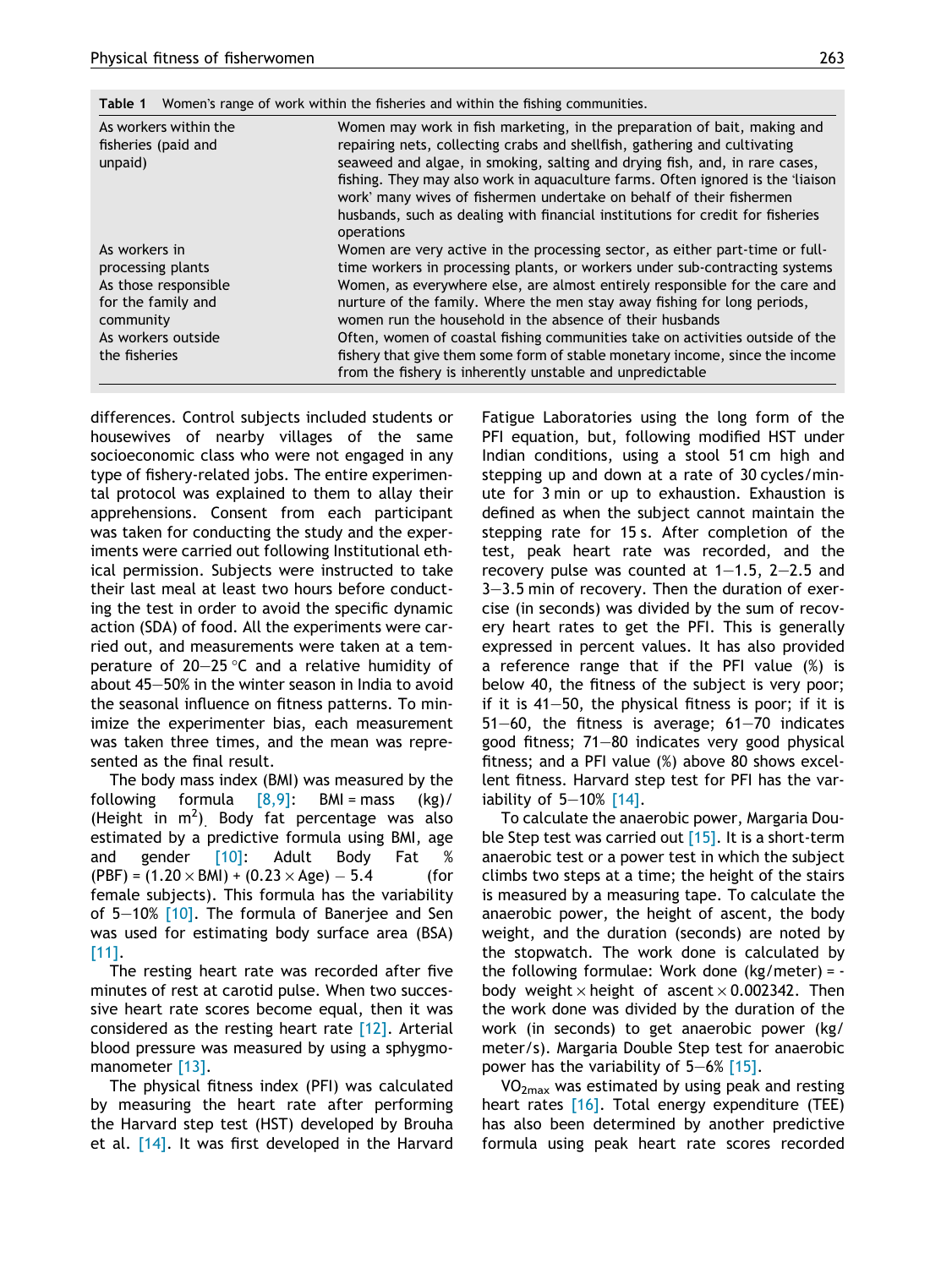**Table 1** Women's range of work within the fisheries and within the fishing communities.

| | |
|---|---|
| As workers within the fisheries (paid and unpaid) | Women may work in fish marketing, in the preparation of bait, making and repairing nets, collecting crabs and shellfish, gathering and cultivating seaweed and algae, in smoking, salting and drying fish, and, in rare cases, fishing. They may also work in aquaculture farms. Often ignored is the 'liaison work' many wives of fishermen undertake on behalf of their fishermen husbands, such as dealing with financial institutions for credit for fisheries operations |
| As workers in processing plants | Women are very active in the processing sector, as either part-time or full-time workers in processing plants, or workers under sub-contracting systems |
| As those responsible for the family and community | Women, as everywhere else, are almost entirely responsible for the care and nurture of the family. Where the men stay away fishing for long periods, women run the household in the absence of their husbands |
| As workers outside the fisheries | Often, women of coastal fishing communities take on activities outside of the fishery that give them some form of stable monetary income, since the income from the fishery is inherently unstable and unpredictable |

differences. Control subjects included students or housewives of nearby villages of the same socioeconomic class who were not engaged in any type of fishery-related jobs. The entire experimental protocol was explained to them to allay their apprehensions. Consent from each participant was taken for conducting the study and the experiments were carried out following Institutional ethical permission. Subjects were instructed to take their last meal at least two hours before conducting the test in order to avoid the specific dynamic action (SDA) of food. All the experiments were carried out, and measurements were taken at a temperature of 20–25 °C and a relative humidity of about 45–50% in the winter season in India to avoid the seasonal influence on fitness patterns. To minimize the experimenter bias, each measurement was taken three times, and the mean was represented as the final result.

The body mass index (BMI) was measured by the following formula [8,9]: BMI = mass (kg)/(Height in $m^2$). Body fat percentage was also estimated by a predictive formula using BMI, age and gender [10]: Adult Body Fat % (PBF) = $(1.20 \times \text{BMI}) + (0.23 \times \text{Age}) - 5.4$ (for female subjects). This formula has the variability of 5–10% [10]. The formula of Banerjee and Sen was used for estimating body surface area (BSA) [11].

The resting heart rate was recorded after five minutes of rest at carotid pulse. When two successive heart rate scores become equal, then it was considered as the resting heart rate [12]. Arterial blood pressure was measured by using a sphygmomanometer [13].

The physical fitness index (PFI) was calculated by measuring the heart rate after performing the Harvard step test (HST) developed by Brouha et al. [14]. It was first developed in the Harvard Fatigue Laboratories using the long form of the PFI equation, but, following modified HST under Indian conditions, using a stool 51 cm high and stepping up and down at a rate of 30 cycles/minute for 3 min or up to exhaustion. Exhaustion is defined as when the subject cannot maintain the stepping rate for 15 s. After completion of the test, peak heart rate was recorded, and the recovery pulse was counted at 1–1.5, 2–2.5 and 3–3.5 min of recovery. Then the duration of exercise (in seconds) was divided by the sum of recovery heart rates to get the PFI. This is generally expressed in percent values. It has also provided a reference range that if the PFI value (%) is below 40, the fitness of the subject is very poor; if it is 41–50, the physical fitness is poor; if it is 51–60, the fitness is average; 61–70 indicates good fitness; 71–80 indicates very good physical fitness; and a PFI value (%) above 80 shows excellent fitness. Harvard step test for PFI has the variability of 5–10% [14].

To calculate the anaerobic power, Margaria Double Step test was carried out [15]. It is a short-term anaerobic test or a power test in which the subject climbs two steps at a time; the height of the stairs is measured by a measuring tape. To calculate the anaerobic power, the height of ascent, the body weight, and the duration (seconds) are noted by the stopwatch. The work done is calculated by the following formulae: Work done (kg/meter) = body weight $\times$ height of ascent $\times$ 0.002342. Then the work done was divided by the duration of the work (in seconds) to get anaerobic power (kg/meter/s). Margaria Double Step test for anaerobic power has the variability of 5–6% [15].

$VO_{2max}$ was estimated by using peak and resting heart rates [16]. Total energy expenditure (TEE) has also been determined by another predictive formula using peak heart rate scores recorded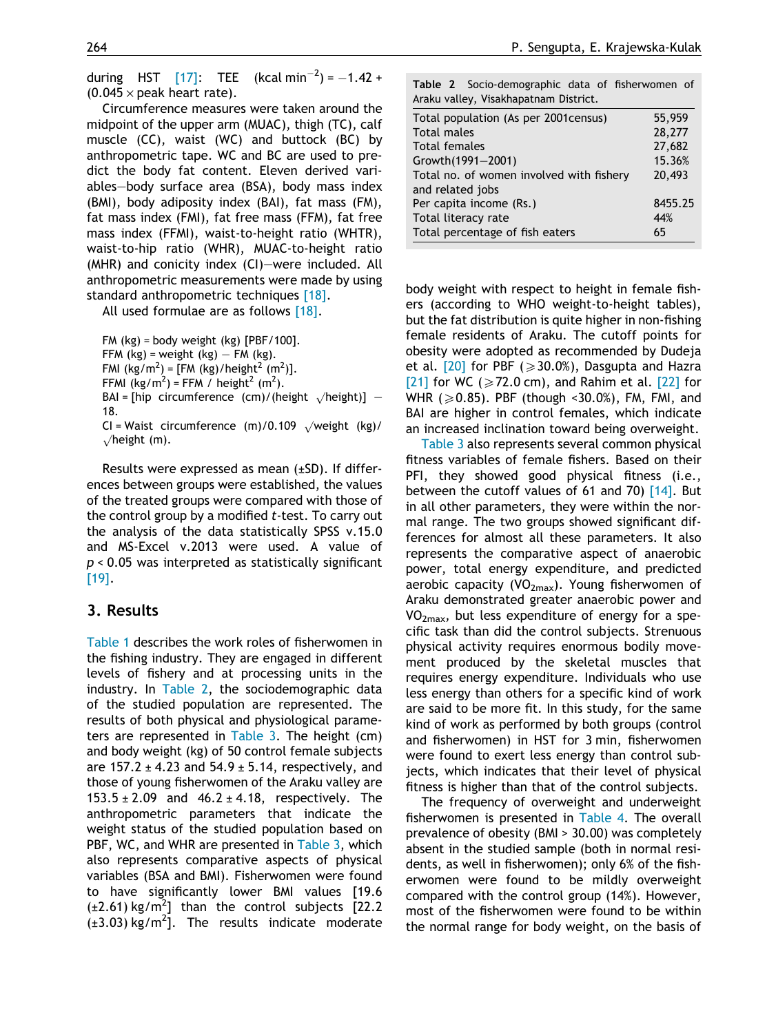during HST [17]: TEE (kcal $min^{-2}$) = −1.42 + (0.045 × peak heart rate).

Circumference measures were taken around the midpoint of the upper arm (MUAC), thigh (TC), calf muscle (CC), waist (WC) and buttock (BC) by anthropometric tape. WC and BC are used to predict the body fat content. Eleven derived variables—body surface area (BSA), body mass index (BMI), body adiposity index (BAI), fat mass (FM), fat mass index (FMI), fat free mass (FFM), fat free mass index (FFMI), waist-to-height ratio (WHTR), waist-to-hip ratio (WHR), MUAC-to-height ratio (MHR) and conicity index (CI)—were included. All anthropometric measurements were made by using standard anthropometric techniques [18].

All used formulae are as follows [18].

FM (kg) = body weight (kg) [PBF/100].
FFM (kg) = weight (kg) − FM (kg).
FMI ($kg/m^2$) = [FM (kg)/$height^2$ ($m^2$)].
FFMI ($kg/m^2$) = FFM / $height^2$ ($m^2$).
BAI = [hip circumference (cm)/(height $\sqrt{\text{height}}$)] − 18.
CI = Waist circumference (m)/0.109 $\sqrt{\text{weight (kg)}}$/$\sqrt{\text{height (m)}}$.

Results were expressed as mean (±SD). If differences between groups were established, the values of the treated groups were compared with those of the control group by a modified *t*-test. To carry out the analysis of the data statistically SPSS v.15.0 and MS-Excel v.2013 were used. A value of $p < 0.05$ was interpreted as statistically significant [19].

## 3. Results

Table 1 describes the work roles of fisherwomen in the fishing industry. They are engaged in different levels of fishery and at processing units in the industry. In Table 2, the sociodemographic data of the studied population are represented. The results of both physical and physiological parameters are represented in Table 3. The height (cm) and body weight (kg) of 50 control female subjects are 157.2 ± 4.23 and 54.9 ± 5.14, respectively, and those of young fisherwomen of the Araku valley are 153.5 ± 2.09 and 46.2 ± 4.18, respectively. The anthropometric parameters that indicate the weight status of the studied population based on PBF, WC, and WHR are presented in Table 3, which also represents comparative aspects of physical variables (BSA and BMI). Fisherwomen were found to have significantly lower BMI values [19.6 (±2.61) $kg/m^2$] than the control subjects [22.2 (±3.03) $kg/m^2$]. The results indicate moderate body weight with respect to height in female fishers (according to WHO weight-to-height tables), but the fat distribution is quite higher in non-fishing female residents of Araku. The cutoff points for obesity were adopted as recommended by Dudeja et al. [20] for PBF (⩾30.0%), Dasgupta and Hazra [21] for WC (⩾72.0 cm), and Rahim et al. [22] for WHR (⩾0.85). PBF (though <30.0%), FM, FMI, and BAI are higher in control females, which indicate an increased inclination toward being overweight.

**Table 2** Socio-demographic data of fisherwomen of Araku valley, Visakhapatnam District.

| | |
|---|---|
| Total population (As per 2001census) | 55,959 |
| Total males | 28,277 |
| Total females | 27,682 |
| Growth(1991–2001) | 15.36% |
| Total no. of women involved with fishery and related jobs | 20,493 |
| Per capita income (Rs.) | 8455.25 |
| Total literacy rate | 44% |
| Total percentage of fish eaters | 65 |

Table 3 also represents several common physical fitness variables of female fishers. Based on their PFI, they showed good physical fitness (i.e., between the cutoff values of 61 and 70) [14]. But in all other parameters, they were within the normal range. The two groups showed significant differences for almost all these parameters. It also represents the comparative aspect of anaerobic power, total energy expenditure, and predicted aerobic capacity ($VO_{2max}$). Young fisherwomen of Araku demonstrated greater anaerobic power and $VO_{2max}$, but less expenditure of energy for a specific task than did the control subjects. Strenuous physical activity requires enormous bodily movement produced by the skeletal muscles that requires energy expenditure. Individuals who use less energy than others for a specific kind of work are said to be more fit. In this study, for the same kind of work as performed by both groups (control and fisherwomen) in HST for 3 min, fisherwomen were found to exert less energy than control subjects, which indicates that their level of physical fitness is higher than that of the control subjects.

The frequency of overweight and underweight fisherwomen is presented in Table 4. The overall prevalence of obesity (BMI > 30.00) was completely absent in the studied sample (both in normal residents, as well in fisherwomen); only 6% of the fisherwomen were found to be mildly overweight compared with the control group (14%). However, most of the fisherwomen were found to be within the normal range for body weight, on the basis of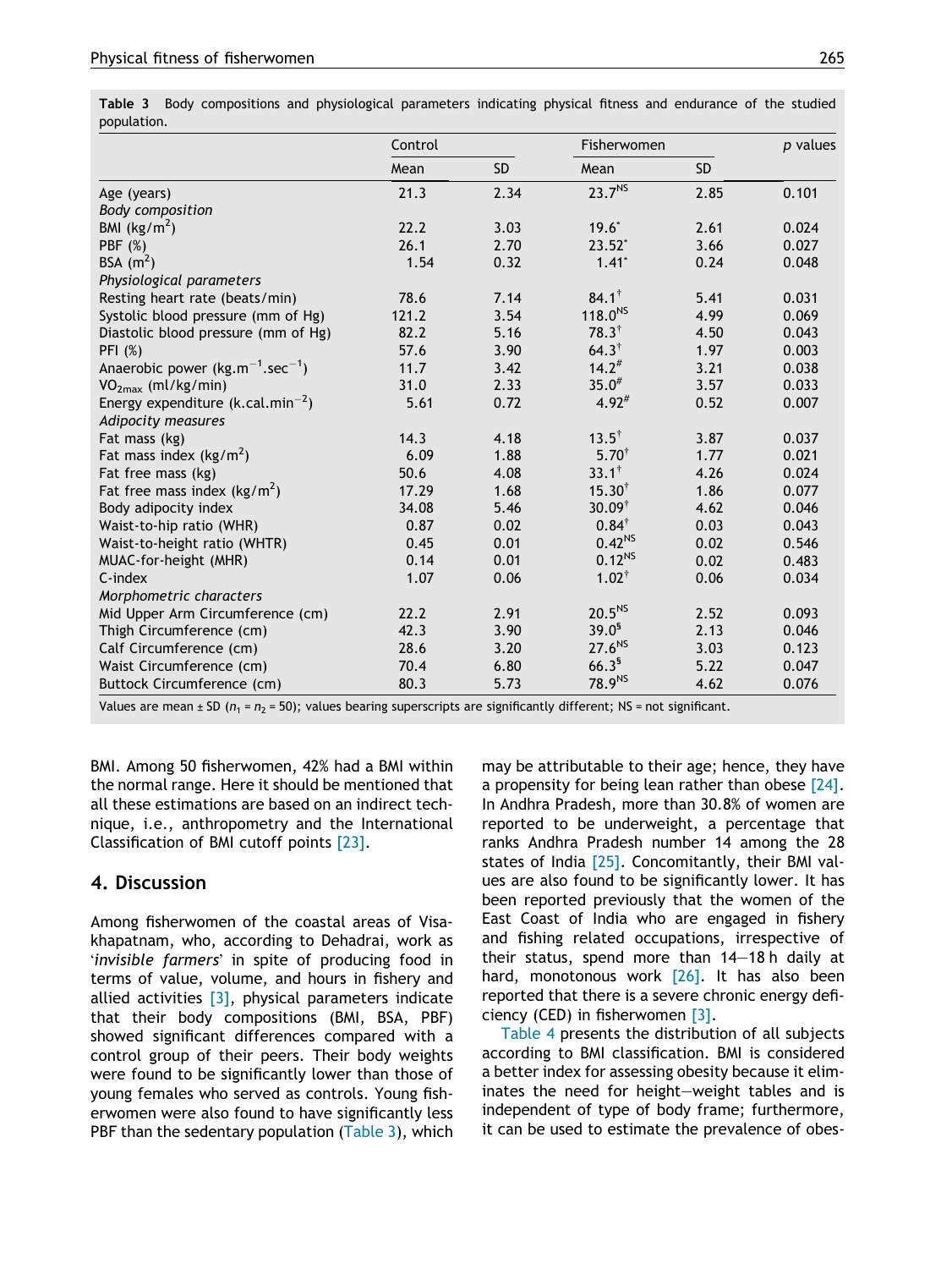**Table 3** Body compositions and physiological parameters indicating physical fitness and endurance of the studied population.

| | Control | | Fisherwomen | | p values |
|---|---|---|---|---|---|
| | Mean | SD | Mean | SD | |
| Age (years) | 21.3 | 2.34 | 23.7$^{NS}$ | 2.85 | 0.101 |
| *Body composition* | | | | | |
| BMI (kg/m$^2$) | 22.2 | 3.03 | 19.6$^{*}$ | 2.61 | 0.024 |
| PBF (%) | 26.1 | 2.70 | 23.52$^{*}$ | 3.66 | 0.027 |
| BSA (m$^2$) | 1.54 | 0.32 | 1.41$^{*}$ | 0.24 | 0.048 |
| *Physiological parameters* | | | | | |
| Resting heart rate (beats/min) | 78.6 | 7.14 | 84.1$^{\dagger}$ | 5.41 | 0.031 |
| Systolic blood pressure (mm of Hg) | 121.2 | 3.54 | 118.0$^{NS}$ | 4.99 | 0.069 |
| Diastolic blood pressure (mm of Hg) | 82.2 | 5.16 | 78.3$^{\dagger}$ | 4.50 | 0.043 |
| PFI (%) | 57.6 | 3.90 | 64.3$^{\dagger}$ | 1.97 | 0.003 |
| Anaerobic power (kg.m$^{-1}$.sec$^{-1}$) | 11.7 | 3.42 | 14.2$^{\#}$ | 3.21 | 0.038 |
| $VO_{2max}$ (ml/kg/min) | 31.0 | 2.33 | 35.0$^{\#}$ | 3.57 | 0.033 |
| Energy expenditure (k.cal.min$^{-2}$) | 5.61 | 0.72 | 4.92$^{\#}$ | 0.52 | 0.007 |
| *Adipocity measures* | | | | | |
| Fat mass (kg) | 14.3 | 4.18 | 13.5$^{\dagger}$ | 3.87 | 0.037 |
| Fat mass index (kg/m$^2$) | 6.09 | 1.88 | 5.70$^{\dagger}$ | 1.77 | 0.021 |
| Fat free mass (kg) | 50.6 | 4.08 | 33.1$^{\dagger}$ | 4.26 | 0.024 |
| Fat free mass index (kg/m$^2$) | 17.29 | 1.68 | 15.30$^{\dagger}$ | 1.86 | 0.077 |
| Body adipocity index | 34.08 | 5.46 | 30.09$^{\dagger}$ | 4.62 | 0.046 |
| Waist-to-hip ratio (WHR) | 0.87 | 0.02 | 0.84$^{\dagger}$ | 0.03 | 0.043 |
| Waist-to-height ratio (WHTR) | 0.45 | 0.01 | 0.42$^{NS}$ | 0.02 | 0.546 |
| MUAC-for-height (MHR) | 0.14 | 0.01 | 0.12$^{NS}$ | 0.02 | 0.483 |
| C-index | 1.07 | 0.06 | 1.02$^{\dagger}$ | 0.06 | 0.034 |
| *Morphometric characters* | | | | | |
| Mid Upper Arm Circumference (cm) | 22.2 | 2.91 | 20.5$^{NS}$ | 2.52 | 0.093 |
| Thigh Circumference (cm) | 42.3 | 3.90 | 39.0$^{\$}$ | 2.13 | 0.046 |
| Calf Circumference (cm) | 28.6 | 3.20 | 27.6$^{NS}$ | 3.03 | 0.123 |
| Waist Circumference (cm) | 70.4 | 6.80 | 66.3$^{\$}$ | 5.22 | 0.047 |
| Buttock Circumference (cm) | 80.3 | 5.73 | 78.9$^{NS}$ | 4.62 | 0.076 |

Values are mean ± SD ($n_1 = n_2 = 50$); values bearing superscripts are significantly different; NS = not significant.

BMI. Among 50 fisherwomen, 42% had a BMI within the normal range. Here it should be mentioned that all these estimations are based on an indirect technique, i.e., anthropometry and the International Classification of BMI cutoff points [23].

## 4. Discussion

Among fisherwomen of the coastal areas of Visakhapatnam, who, according to Dehadrai, work as '*invisible farmers*' in spite of producing food in terms of value, volume, and hours in fishery and allied activities [3], physical parameters indicate that their body compositions (BMI, BSA, PBF) showed significant differences compared with a control group of their peers. Their body weights were found to be significantly lower than those of young females who served as controls. Young fisherwomen were also found to have significantly less PBF than the sedentary population (Table 3), which may be attributable to their age; hence, they have a propensity for being lean rather than obese [24]. In Andhra Pradesh, more than 30.8% of women are reported to be underweight, a percentage that ranks Andhra Pradesh number 14 among the 28 states of India [25]. Concomitantly, their BMI values are also found to be significantly lower. It has been reported previously that the women of the East Coast of India who are engaged in fishery and fishing related occupations, irrespective of their status, spend more than 14–18 h daily at hard, monotonous work [26]. It has also been reported that there is a severe chronic energy deficiency (CED) in fisherwomen [3].

Table 4 presents the distribution of all subjects according to BMI classification. BMI is considered a better index for assessing obesity because it eliminates the need for height–weight tables and is independent of type of body frame; furthermore, it can be used to estimate the prevalence of obes-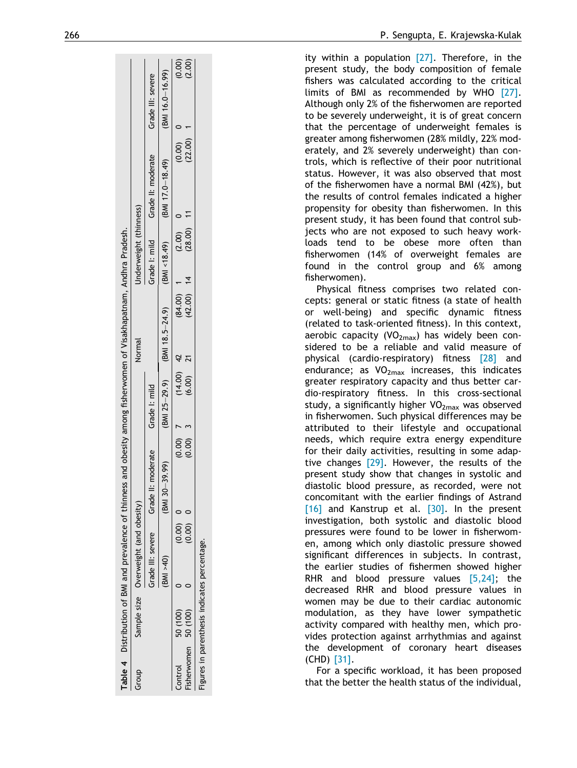**Table 4** Distribution of BMI and prevalence of thinness and obesity among fisherwomen of Visakhapatnam, Andhra Pradesh.

| Group | Sample size | Overweight (and obesity) | | | Normal | Underweight (thinness) | | |
|---|---|---|---|---|---|---|---|---|
| | | Grade III: severe | Grade II: moderate | Grade I: mild | | Grade I: mild | Grade II: moderate | Grade III: severe |
| | | (BMI >40) | (BMI 30–39.99) | (BMI 25–29.9) | (BMI 18.5–24.9) | (BMI <18.49) | (BMI 17.0–18.49) | (BMI 16.0–16.99) |
| Control | 50 (100) | 0 (0.00) | 0 (0.00) | 7 (14.00) | 42 (84.00) | 1 (2.00) | 0 (0.00) | 0 (0.00) |
| Fisherwomen | 50 (100) | 0 (0.00) | 0 (0.00) | 3 (6.00) | 21 (42.00) | 14 (28.00) | 11 (22.00) | 1 (2.00) |

Figures in parenthesis indicates percentage.

ity within a population [27]. Therefore, in the present study, the body composition of female fishers was calculated according to the critical limits of BMI as recommended by WHO [27]. Although only 2% of the fisherwomen are reported to be severely underweight, it is of great concern that the percentage of underweight females is greater among fisherwomen (28% mildly, 22% moderately, and 2% severely underweight) than controls, which is reflective of their poor nutritional status. However, it was also observed that most of the fisherwomen have a normal BMI (42%), but the results of control females indicated a higher propensity for obesity than fisherwomen. In this present study, it has been found that control subjects who are not exposed to such heavy workloads tend to be obese more often than fisherwomen (14% of overweight females are found in the control group and 6% among fisherwomen).

Physical fitness comprises two related concepts: general or static fitness (a state of health or well-being) and specific dynamic fitness (related to task-oriented fitness). In this context, aerobic capacity ($VO_{2max}$) has widely been considered to be a reliable and valid measure of physical (cardio-respiratory) fitness [28] and endurance; as $VO_{2max}$ increases, this indicates greater respiratory capacity and thus better cardio-respiratory fitness. In this cross-sectional study, a significantly higher $VO_{2max}$ was observed in fisherwomen. Such physical differences may be attributed to their lifestyle and occupational needs, which require extra energy expenditure for their daily activities, resulting in some adaptive changes [29]. However, the results of the present study show that changes in systolic and diastolic blood pressure, as recorded, were not concomitant with the earlier findings of Astrand [16] and Kanstrup et al. [30]. In the present investigation, both systolic and diastolic blood pressures were found to be lower in fisherwomen, among which only diastolic pressure showed significant differences in subjects. In contrast, the earlier studies of fishermen showed higher RHR and blood pressure values [5,24]; the decreased RHR and blood pressure values in women may be due to their cardiac autonomic modulation, as they have lower sympathetic activity compared with healthy men, which provides protection against arrhythmias and against the development of coronary heart diseases (CHD) [31].

For a specific workload, it has been proposed that the better the health status of the individual,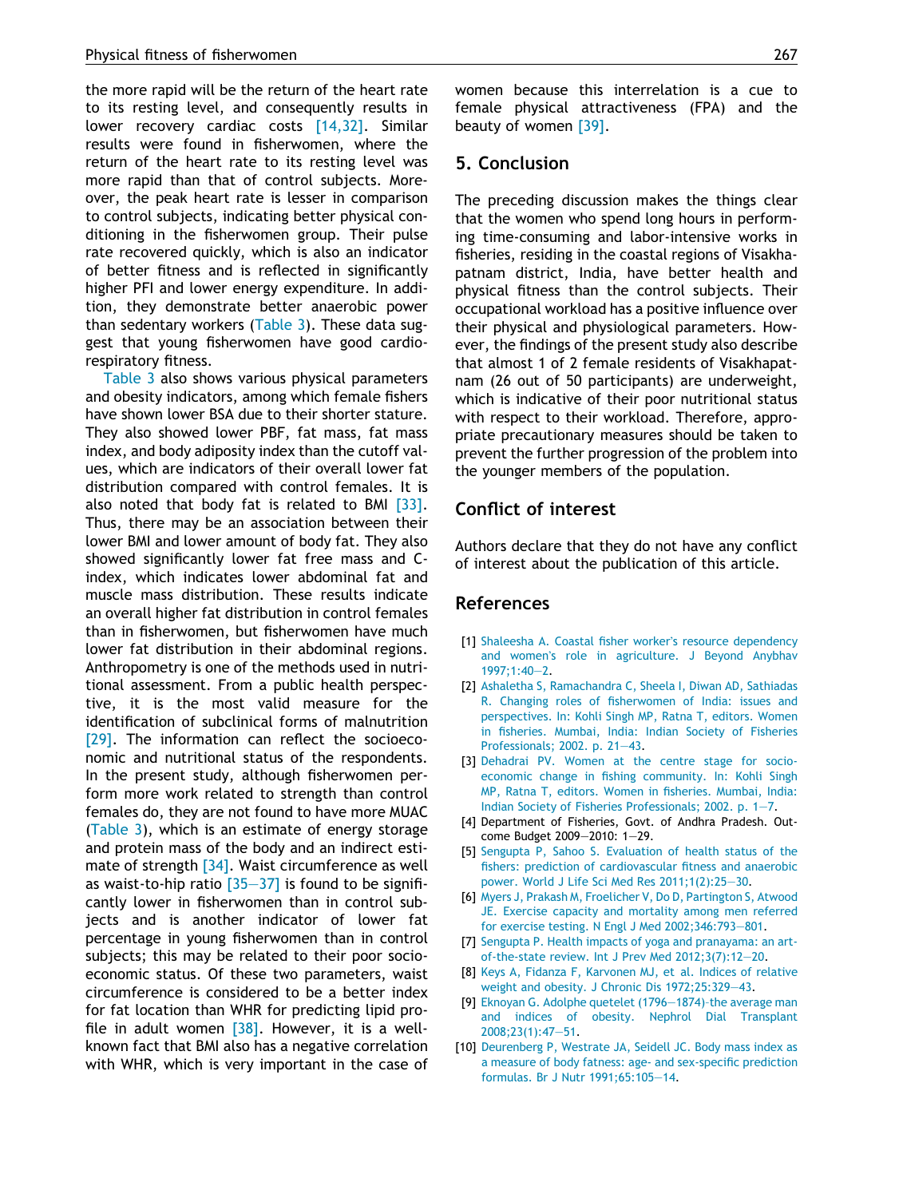the more rapid will be the return of the heart rate to its resting level, and consequently results in lower recovery cardiac costs [14,32]. Similar results were found in fisherwomen, where the return of the heart rate to its resting level was more rapid than that of control subjects. Moreover, the peak heart rate is lesser in comparison to control subjects, indicating better physical conditioning in the fisherwomen group. Their pulse rate recovered quickly, which is also an indicator of better fitness and is reflected in significantly higher PFI and lower energy expenditure. In addition, they demonstrate better anaerobic power than sedentary workers (Table 3). These data suggest that young fisherwomen have good cardiorespiratory fitness.

Table 3 also shows various physical parameters and obesity indicators, among which female fishers have shown lower BSA due to their shorter stature. They also showed lower PBF, fat mass, fat mass index, and body adiposity index than the cutoff values, which are indicators of their overall lower fat distribution compared with control females. It is also noted that body fat is related to BMI [33]. Thus, there may be an association between their lower BMI and lower amount of body fat. They also showed significantly lower fat free mass and C-index, which indicates lower abdominal fat and muscle mass distribution. These results indicate an overall higher fat distribution in control females than in fisherwomen, but fisherwomen have much lower fat distribution in their abdominal regions. Anthropometry is one of the methods used in nutritional assessment. From a public health perspective, it is the most valid measure for the identification of subclinical forms of malnutrition [29]. The information can reflect the socioeconomic and nutritional status of the respondents. In the present study, although fisherwomen perform more work related to strength than control females do, they are not found to have more MUAC (Table 3), which is an estimate of energy storage and protein mass of the body and an indirect estimate of strength [34]. Waist circumference as well as waist-to-hip ratio [35—37] is found to be significantly lower in fisherwomen than in control subjects and is another indicator of lower fat percentage in young fisherwomen than in control subjects; this may be related to their poor socioeconomic status. Of these two parameters, waist circumference is considered to be a better index for fat location than WHR for predicting lipid profile in adult women [38]. However, it is a well-known fact that BMI also has a negative correlation with WHR, which is very important in the case of women because this interrelation is a cue to female physical attractiveness (FPA) and the beauty of women [39].

## 5. Conclusion

The preceding discussion makes the things clear that the women who spend long hours in performing time-consuming and labor-intensive works in fisheries, residing in the coastal regions of Visakhapatnam district, India, have better health and physical fitness than the control subjects. Their occupational workload has a positive influence over their physical and physiological parameters. However, the findings of the present study also describe that almost 1 of 2 female residents of Visakhapatnam (26 out of 50 participants) are underweight, which is indicative of their poor nutritional status with respect to their workload. Therefore, appropriate precautionary measures should be taken to prevent the further progression of the problem into the younger members of the population.

## Conflict of interest

Authors declare that they do not have any conflict of interest about the publication of this article.

## References

[1] Shaleesha A. Coastal fisher worker's resource dependency and women's role in agriculture. J Beyond Anybhav 1997;1:40—2.

[2] Ashaletha S, Ramachandra C, Sheela I, Diwan AD, Sathiadas R. Changing roles of fisherwomen of India: issues and perspectives. In: Kohli Singh MP, Ratna T, editors. Women in fisheries. Mumbai, India: Indian Society of Fisheries Professionals; 2002. p. 21—43.

[3] Dehadrai PV. Women at the centre stage for socio-economic change in fishing community. In: Kohli Singh MP, Ratna T, editors. Women in fisheries. Mumbai, India: Indian Society of Fisheries Professionals; 2002. p. 1—7.

[4] Department of Fisheries, Govt. of Andhra Pradesh. Outcome Budget 2009—2010: 1—29.

[5] Sengupta P, Sahoo S. Evaluation of health status of the fishers: prediction of cardiovascular fitness and anaerobic power. World J Life Sci Med Res 2011;1(2):25—30.

[6] Myers J, Prakash M, Froelicher V, Do D, Partington S, Atwood JE. Exercise capacity and mortality among men referred for exercise testing. N Engl J Med 2002;346:793—801.

[7] Sengupta P. Health impacts of yoga and pranayama: an art-of-the-state review. Int J Prev Med 2012;3(7):12—20.

[8] Keys A, Fidanza F, Karvonen MJ, et al. Indices of relative weight and obesity. J Chronic Dis 1972;25:329—43.

[9] Eknoyan G. Adolphe quetelet (1796—1874)-the average man and indices of obesity. Nephrol Dial Transplant 2008;23(1):47—51.

[10] Deurenberg P, Westrate JA, Seidell JC. Body mass index as a measure of body fatness: age- and sex-specific prediction formulas. Br J Nutr 1991;65:105—14.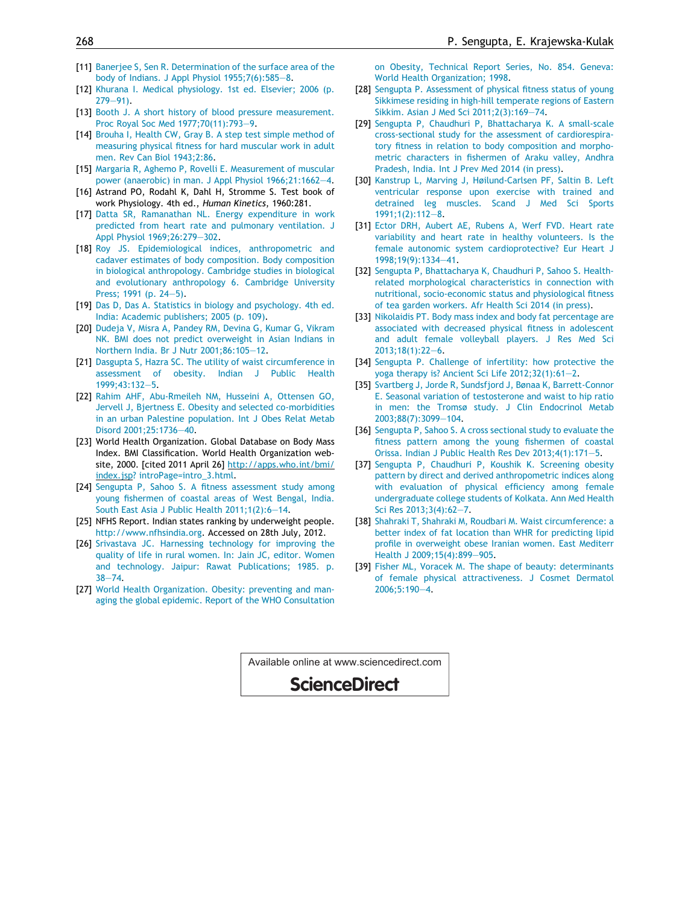[11] Banerjee S, Sen R. Determination of the surface area of the body of Indians. J Appl Physiol 1955;7(6):585—8.

[12] Khurana I. Medical physiology. 1st ed. Elsevier; 2006 (p. 279—91).

[13] Booth J. A short history of blood pressure measurement. Proc Royal Soc Med 1977;70(11):793—9.

[14] Brouha I, Health CW, Gray B. A step test simple method of measuring physical fitness for hard muscular work in adult men. Rev Can Biol 1943;2:86.

[15] Margaria R, Aghemo P, Rovelli E. Measurement of muscular power (anaerobic) in man. J Appl Physiol 1966;21:1662—4.

[16] Astrand PO, Rodahl K, Dahl H, Stromme S. Test book of work Physiology. 4th ed., *Human Kinetics*, 1960:281.

[17] Datta SR, Ramanathan NL. Energy expenditure in work predicted from heart rate and pulmonary ventilation. J Appl Physiol 1969;26:279—302.

[18] Roy JS. Epidemiological indices, anthropometric and cadaver estimates of body composition. Body composition in biological anthropology. Cambridge studies in biological and evolutionary anthropology 6. Cambridge University Press; 1991 (p. 24—5).

[19] Das D, Das A. Statistics in biology and psychology. 4th ed. India: Academic publishers; 2005 (p. 109).

[20] Dudeja V, Misra A, Pandey RM, Devina G, Kumar G, Vikram NK. BMI does not predict overweight in Asian Indians in Northern India. Br J Nutr 2001;86:105—12.

[21] Dasgupta S, Hazra SC. The utility of waist circumference in assessment of obesity. Indian J Public Health 1999;43:132—5.

[22] Rahim AHF, Abu-Rmeileh NM, Husseini A, Ottensen GO, Jervell J, Bjertness E. Obesity and selected co-morbidities in an urban Palestine population. Int J Obes Relat Metab Disord 2001;25:1736—40.

[23] World Health Organization. Global Database on Body Mass Index. BMI Classification. World Health Organization website, 2000. [cited 2011 April 26] http://apps.who.int/bmi/index.jsp? introPage=intro_3.html.

[24] Sengupta P, Sahoo S. A fitness assessment study among young fishermen of coastal areas of West Bengal, India. South East Asia J Public Health 2011;1(2):6—14.

[25] NFHS Report. Indian states ranking by underweight people. http://www.nfhsindia.org. Accessed on 28th July, 2012.

[26] Srivastava JC. Harnessing technology for improving the quality of life in rural women. In: Jain JC, editor. Women and technology. Jaipur: Rawat Publications; 1985. p. 38—74.

[27] World Health Organization. Obesity: preventing and managing the global epidemic. Report of the WHO Consultation on Obesity, Technical Report Series, No. 854. Geneva: World Health Organization; 1998.

[28] Sengupta P. Assessment of physical fitness status of young Sikkimese residing in high-hill temperate regions of Eastern Sikkim. Asian J Med Sci 2011;2(3):169—74.

[29] Sengupta P, Chaudhuri P, Bhattacharya K. A small-scale cross-sectional study for the assessment of cardiorespiratory fitness in relation to body composition and morphometric characters in fishermen of Araku valley, Andhra Pradesh, India. Int J Prev Med 2014 (in press).

[30] Kanstrup L, Marving J, Høilund-Carlsen PF, Saltin B. Left ventricular response upon exercise with trained and detrained leg muscles. Scand J Med Sci Sports 1991;1(2):112—8.

[31] Ector DRH, Aubert AE, Rubens A, Werf FVD. Heart rate variability and heart rate in healthy volunteers. Is the female autonomic system cardioprotective? Eur Heart J 1998;19(9):1334—41.

[32] Sengupta P, Bhattacharya K, Chaudhuri P, Sahoo S. Health-related morphological characteristics in connection with nutritional, socio-economic status and physiological fitness of tea garden workers. Afr Health Sci 2014 (in press).

[33] Nikolaidis PT. Body mass index and body fat percentage are associated with decreased physical fitness in adolescent and adult female volleyball players. J Res Med Sci 2013;18(1):22—6.

[34] Sengupta P. Challenge of infertility: how protective the yoga therapy is? Ancient Sci Life 2012;32(1):61—2.

[35] Svartberg J, Jorde R, Sundsfjord J, Bønaa K, Barrett-Connor E. Seasonal variation of testosterone and waist to hip ratio in men: the Tromsø study. J Clin Endocrinol Metab 2003;88(7):3099—104.

[36] Sengupta P, Sahoo S. A cross sectional study to evaluate the fitness pattern among the young fishermen of coastal Orissa. Indian J Public Health Res Dev 2013;4(1):171—5.

[37] Sengupta P, Chaudhuri P, Koushik K. Screening obesity pattern by direct and derived anthropometric indices along with evaluation of physical efficiency among female undergraduate college students of Kolkata. Ann Med Health Sci Res 2013;3(4):62—7.

[38] Shahraki T, Shahraki M, Roudbari M. Waist circumference: a better index of fat location than WHR for predicting lipid profile in overweight obese Iranian women. East Mediterr Health J 2009;15(4):899—905.

[39] Fisher ML, Voracek M. The shape of beauty: determinants of female physical attractiveness. J Cosmet Dermatol 2006;5:190—4.

Available online at www.sciencedirect.com

**ScienceDirect**